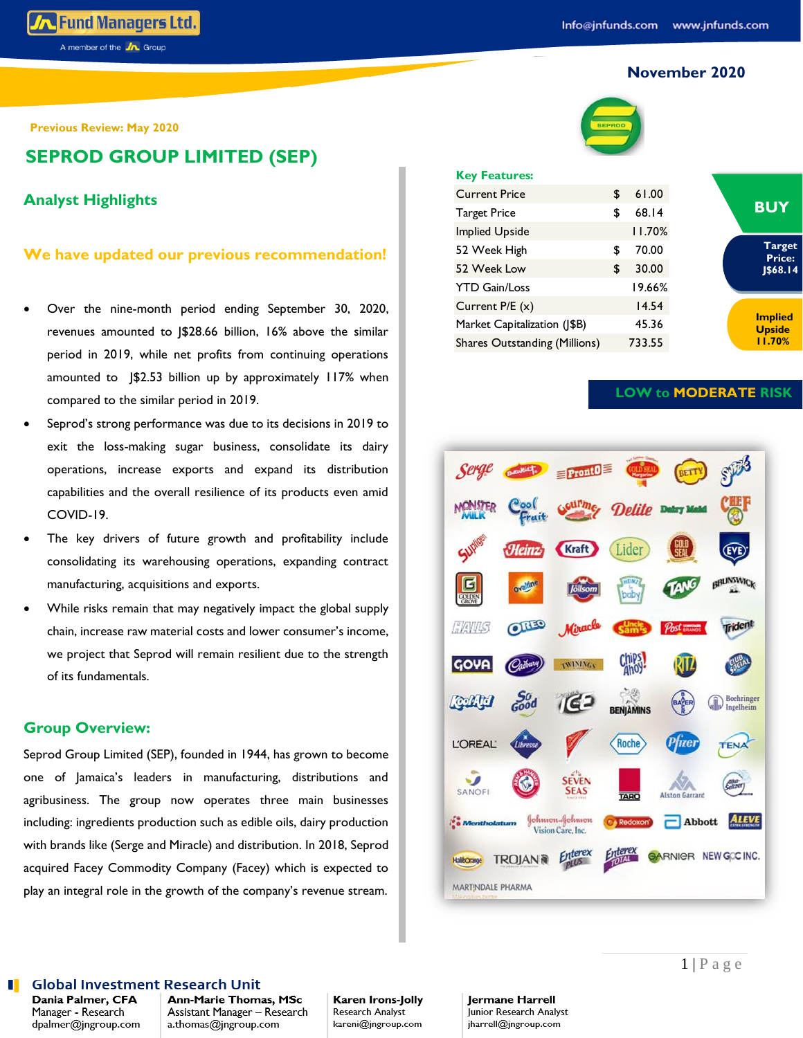November 2020

Previous Review: May 2020

# SEPROD GROUP LIMITED (SEP)

## Analyst Highlights

### We have updated our previous recommendation!

- Over the nine-month period ending September 30, 2020, revenues amounted to J$28.66 billion, 16% above the similar period in 2019, while net profits from continuing operations amounted to J$2.53 billion up by approximately 117% when compared to the similar period in 2019.
- Seprod's strong performance was due to its decisions in 2019 to exit the loss-making sugar business, consolidate its dairy operations, increase exports and expand its distribution capabilities and the overall resilience of its products even amid COVID-19.
- The key drivers of future growth and profitability include consolidating its warehousing operations, expanding contract manufacturing, acquisitions and exports.
- While risks remain that may negatively impact the global supply chain, increase raw material costs and lower consumer's income, we project that Seprod will remain resilient due to the strength of its fundamentals.

## Group Overview:

Seprod Group Limited (SEP), founded in 1944, has grown to become one of Jamaica's leaders in manufacturing, distributions and agribusiness. The group now operates three main businesses including: ingredients production such as edible oils, dairy production with brands like (Serge and Miracle) and distribution. In 2018, Seprod acquired Facey Commodity Company (Facey) which is expected to play an integral role in the growth of the company's revenue stream.

## Key Features:

| | | |
|---|---|---|
| Current Price | $ | 61.00 |
| Target Price | $ | 68.14 |
| Implied Upside | | 11.70% |
| 52 Week High | $ | 70.00 |
| 52 Week Low | $ | 30.00 |
| YTD Gain/Loss | | 19.66% |
| Current P/E (x) | | 14.54 |
| Market Capitalization (J$B) | | 45.36 |
| Shares Outstanding (Millions) | | 733.55 |

**BUY**

**Target Price: J$68.14**

**Implied Upside 11.70%**

**LOW to MODERATE RISK**

**Global Investment Research Unit**

**Dania Palmer, CFA**
Manager - Research
dpalmer@jngroup.com

**Ann-Marie Thomas, MSc**
Assistant Manager – Research
a.thomas@jngroup.com

**Karen Irons-Jolly**
Research Analyst
kareni@jngroup.com

**Jermane Harrell**
Junior Research Analyst
jharrell@jngroup.com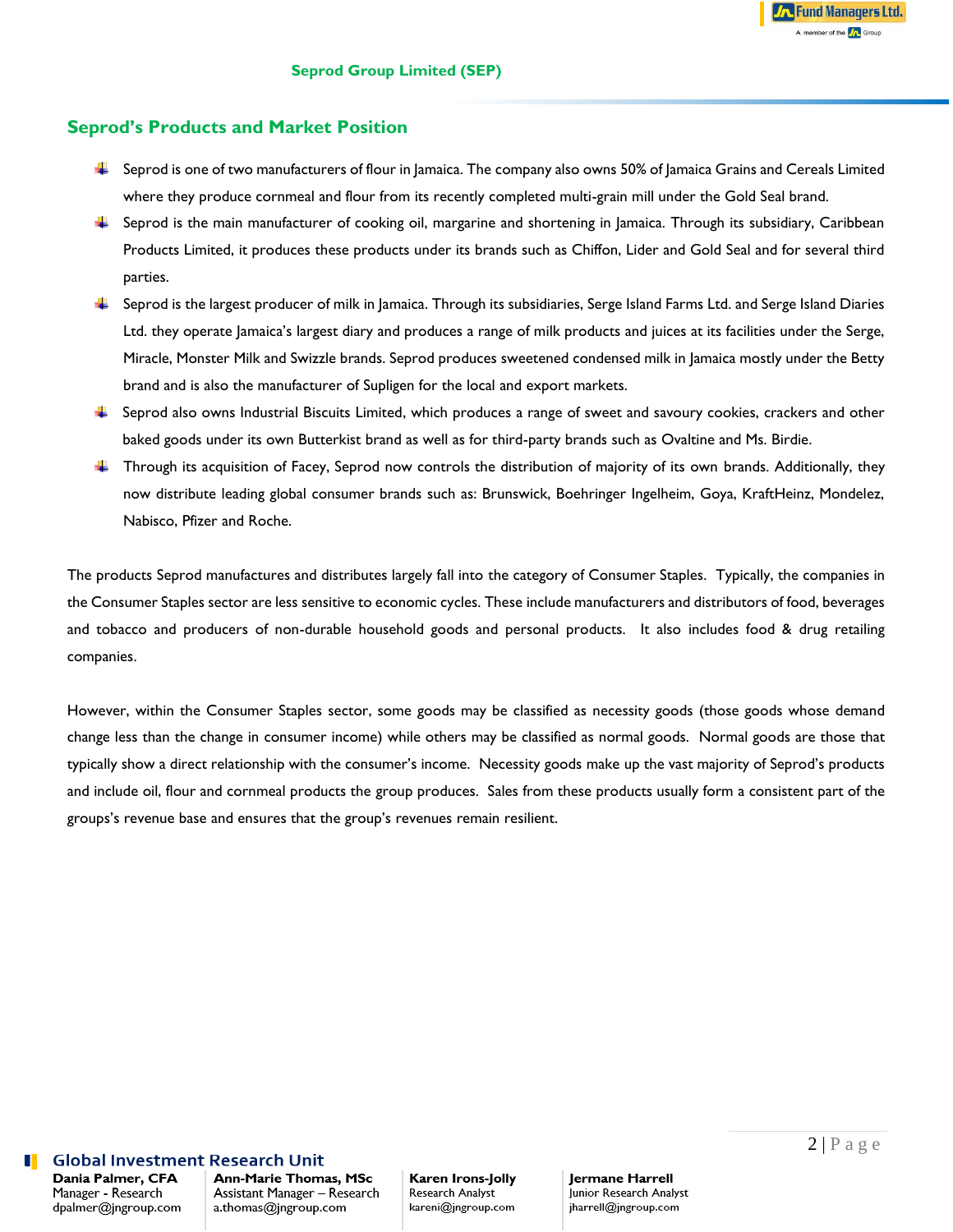## Seprod's Products and Market Position

- Seprod is one of two manufacturers of flour in Jamaica. The company also owns 50% of Jamaica Grains and Cereals Limited where they produce cornmeal and flour from its recently completed multi-grain mill under the Gold Seal brand.
- Seprod is the main manufacturer of cooking oil, margarine and shortening in Jamaica. Through its subsidiary, Caribbean Products Limited, it produces these products under its brands such as Chiffon, Lider and Gold Seal and for several third parties.
- Seprod is the largest producer of milk in Jamaica. Through its subsidiaries, Serge Island Farms Ltd. and Serge Island Diaries Ltd. they operate Jamaica's largest diary and produces a range of milk products and juices at its facilities under the Serge, Miracle, Monster Milk and Swizzle brands. Seprod produces sweetened condensed milk in Jamaica mostly under the Betty brand and is also the manufacturer of Supligen for the local and export markets.
- Seprod also owns Industrial Biscuits Limited, which produces a range of sweet and savoury cookies, crackers and other baked goods under its own Butterkist brand as well as for third-party brands such as Ovaltine and Ms. Birdie.
- Through its acquisition of Facey, Seprod now controls the distribution of majority of its own brands. Additionally, they now distribute leading global consumer brands such as: Brunswick, Boehringer Ingelheim, Goya, KraftHeinz, Mondelez, Nabisco, Pfizer and Roche.

The products Seprod manufactures and distributes largely fall into the category of Consumer Staples. Typically, the companies in the Consumer Staples sector are less sensitive to economic cycles. These include manufacturers and distributors of food, beverages and tobacco and producers of non-durable household goods and personal products. It also includes food & drug retailing companies.

However, within the Consumer Staples sector, some goods may be classified as necessity goods (those goods whose demand change less than the change in consumer income) while others may be classified as normal goods. Normal goods are those that typically show a direct relationship with the consumer's income. Necessity goods make up the vast majority of Seprod's products and include oil, flour and cornmeal products the group produces. Sales from these products usually form a consistent part of the groups's revenue base and ensures that the group's revenues remain resilient.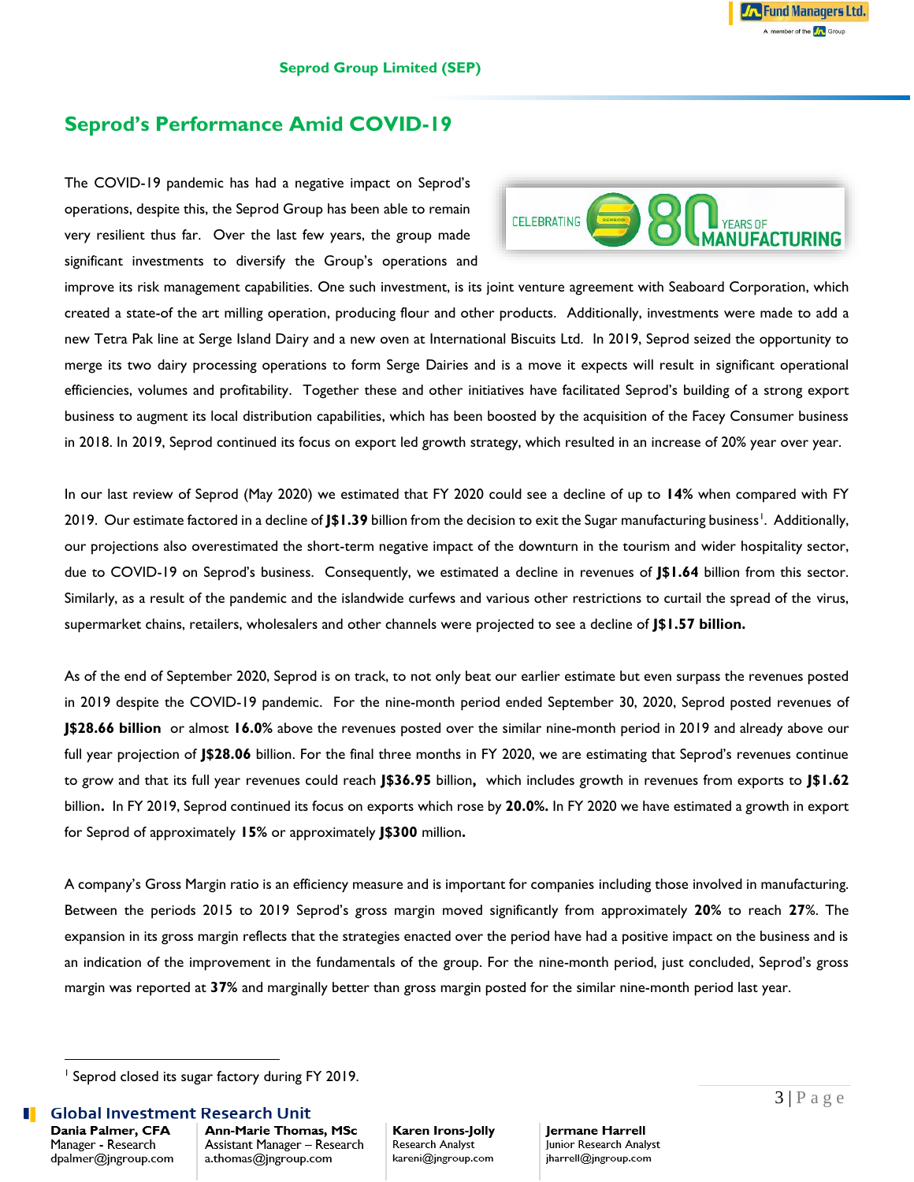## Seprod's Performance Amid COVID-19

The COVID-19 pandemic has had a negative impact on Seprod's operations, despite this, the Seprod Group has been able to remain very resilient thus far. Over the last few years, the group made significant investments to diversify the Group's operations and improve its risk management capabilities. One such investment, is its joint venture agreement with Seaboard Corporation, which created a state-of the art milling operation, producing flour and other products. Additionally, investments were made to add a new Tetra Pak line at Serge Island Dairy and a new oven at International Biscuits Ltd. In 2019, Seprod seized the opportunity to merge its two dairy processing operations to form Serge Dairies and is a move it expects will result in significant operational efficiencies, volumes and profitability. Together these and other initiatives have facilitated Seprod's building of a strong export business to augment its local distribution capabilities, which has been boosted by the acquisition of the Facey Consumer business in 2018. In 2019, Seprod continued its focus on export led growth strategy, which resulted in an increase of 20% year over year.

In our last review of Seprod (May 2020) we estimated that FY 2020 could see a decline of up to **14%** when compared with FY 2019. Our estimate factored in a decline of **J$1.39** billion from the decision to exit the Sugar manufacturing business[1]. Additionally, our projections also overestimated the short-term negative impact of the downturn in the tourism and wider hospitality sector, due to COVID-19 on Seprod's business. Consequently, we estimated a decline in revenues of **J$1.64** billion from this sector. Similarly, as a result of the pandemic and the islandwide curfews and various other restrictions to curtail the spread of the virus, supermarket chains, retailers, wholesalers and other channels were projected to see a decline of **J$1.57 billion.**

As of the end of September 2020, Seprod is on track, to not only beat our earlier estimate but even surpass the revenues posted in 2019 despite the COVID-19 pandemic. For the nine-month period ended September 30, 2020, Seprod posted revenues of **J$28.66 billion** or almost **16.0%** above the revenues posted over the similar nine-month period in 2019 and already above our full year projection of **J$28.06** billion. For the final three months in FY 2020, we are estimating that Seprod's revenues continue to grow and that its full year revenues could reach **J$36.95** billion**,** which includes growth in revenues from exports to **J$1.62** billion**.** In FY 2019, Seprod continued its focus on exports which rose by **20.0%.** In FY 2020 we have estimated a growth in export for Seprod of approximately **15%** or approximately **J$300** million**.**

A company's Gross Margin ratio is an efficiency measure and is important for companies including those involved in manufacturing. Between the periods 2015 to 2019 Seprod's gross margin moved significantly from approximately **20%** to reach **27**%. The expansion in its gross margin reflects that the strategies enacted over the period have had a positive impact on the business and is an indication of the improvement in the fundamentals of the group. For the nine-month period, just concluded, Seprod's gross margin was reported at **37%** and marginally better than gross margin posted for the similar nine-month period last year.

---

[1] Seprod closed its sugar factory during FY 2019.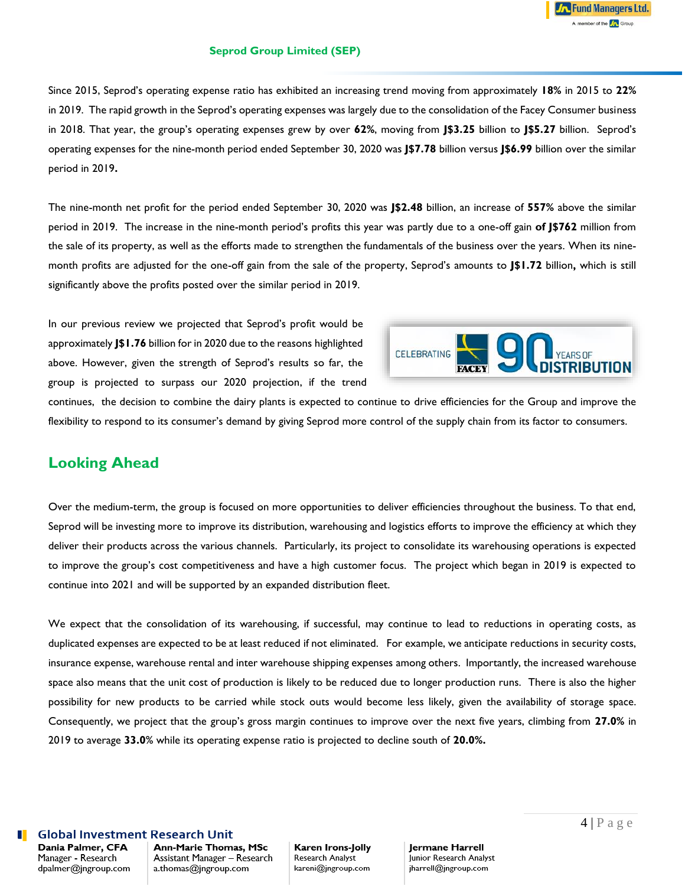Since 2015, Seprod's operating expense ratio has exhibited an increasing trend moving from approximately **18%** in 2015 to **22%** in 2019. The rapid growth in the Seprod's operating expenses was largely due to the consolidation of the Facey Consumer business in 2018. That year, the group's operating expenses grew by over **62%**, moving from **J$3.25** billion to **J$5.27** billion. Seprod's operating expenses for the nine-month period ended September 30, 2020 was **J$7.78** billion versus **J$6.99** billion over the similar period in 2019**.**

The nine-month net profit for the period ended September 30, 2020 was **J$2.48** billion, an increase of **557%** above the similar period in 2019. The increase in the nine-month period's profits this year was partly due to a one-off gain **of J$762** million from the sale of its property, as well as the efforts made to strengthen the fundamentals of the business over the years. When its nine-month profits are adjusted for the one-off gain from the sale of the property, Seprod's amounts to **J$1.72** billion**,** which is still significantly above the profits posted over the similar period in 2019.

In our previous review we projected that Seprod's profit would be approximately **J$1.76** billion for in 2020 due to the reasons highlighted above. However, given the strength of Seprod's results so far, the group is projected to surpass our 2020 projection, if the trend continues, the decision to combine the dairy plants is expected to continue to drive efficiencies for the Group and improve the flexibility to respond to its consumer's demand by giving Seprod more control of the supply chain from its factor to consumers.

## Looking Ahead

Over the medium-term, the group is focused on more opportunities to deliver efficiencies throughout the business. To that end, Seprod will be investing more to improve its distribution, warehousing and logistics efforts to improve the efficiency at which they deliver their products across the various channels. Particularly, its project to consolidate its warehousing operations is expected to improve the group's cost competitiveness and have a high customer focus. The project which began in 2019 is expected to continue into 2021 and will be supported by an expanded distribution fleet.

We expect that the consolidation of its warehousing, if successful, may continue to lead to reductions in operating costs, as duplicated expenses are expected to be at least reduced if not eliminated. For example, we anticipate reductions in security costs, insurance expense, warehouse rental and inter warehouse shipping expenses among others. Importantly, the increased warehouse space also means that the unit cost of production is likely to be reduced due to longer production runs. There is also the higher possibility for new products to be carried while stock outs would become less likely, given the availability of storage space. Consequently, we project that the group's gross margin continues to improve over the next five years, climbing from **27.0%** in 2019 to average **33.0%** while its operating expense ratio is projected to decline south of **20.0%.**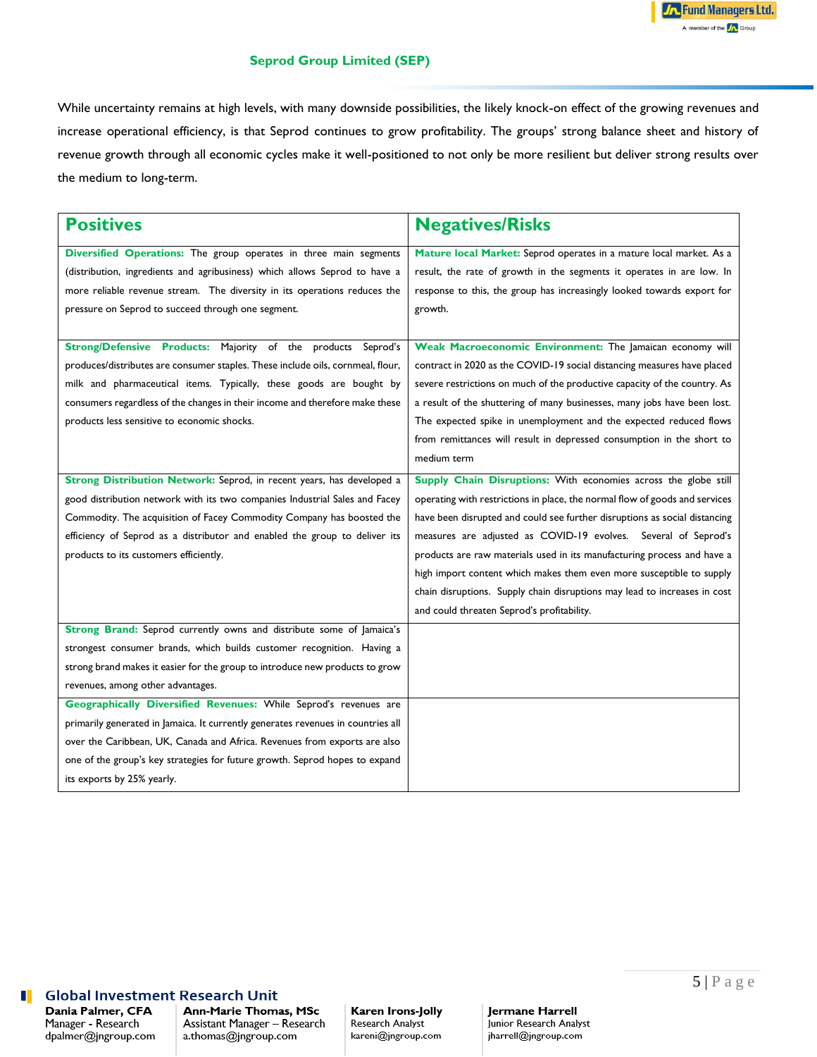## Seprod Group Limited (SEP)

While uncertainty remains at high levels, with many downside possibilities, the likely knock-on effect of the growing revenues and increase operational efficiency, is that Seprod continues to grow profitability. The groups' strong balance sheet and history of revenue growth through all economic cycles make it well-positioned to not only be more resilient but deliver strong results over the medium to long-term.

| Positives | Negatives/Risks |
|---|---|
| **Diversified Operations:** The group operates in three main segments (distribution, ingredients and agribusiness) which allows Seprod to have a more reliable revenue stream. The diversity in its operations reduces the pressure on Seprod to succeed through one segment. | **Mature local Market:** Seprod operates in a mature local market. As a result, the rate of growth in the segments it operates in are low. In response to this, the group has increasingly looked towards export for growth. |
| **Strong/Defensive Products:** Majority of the products Seprod's produces/distributes are consumer staples. These include oils, cornmeal, flour, milk and pharmaceutical items. Typically, these goods are bought by consumers regardless of the changes in their income and therefore make these products less sensitive to economic shocks. | **Weak Macroeconomic Environment:** The Jamaican economy will contract in 2020 as the COVID-19 social distancing measures have placed severe restrictions on much of the productive capacity of the country. As a result of the shuttering of many businesses, many jobs have been lost. The expected spike in unemployment and the expected reduced flows from remittances will result in depressed consumption in the short to medium term |
| **Strong Distribution Network:** Seprod, in recent years, has developed a good distribution network with its two companies Industrial Sales and Facey Commodity. The acquisition of Facey Commodity Company has boosted the efficiency of Seprod as a distributor and enabled the group to deliver its products to its customers efficiently. | **Supply Chain Disruptions:** With economies across the globe still operating with restrictions in place, the normal flow of goods and services have been disrupted and could see further disruptions as social distancing measures are adjusted as COVID-19 evolves. Several of Seprod's products are raw materials used in its manufacturing process and have a high import content which makes them even more susceptible to supply chain disruptions. Supply chain disruptions may lead to increases in cost and could threaten Seprod's profitability. |
| **Strong Brand:** Seprod currently owns and distribute some of Jamaica's strongest consumer brands, which builds customer recognition. Having a strong brand makes it easier for the group to introduce new products to grow revenues, among other advantages. | |
| **Geographically Diversified Revenues:** While Seprod's revenues are primarily generated in Jamaica. It currently generates revenues in countries all over the Caribbean, UK, Canada and Africa. Revenues from exports are also one of the group's key strategies for future growth. Seprod hopes to expand its exports by 25% yearly. | |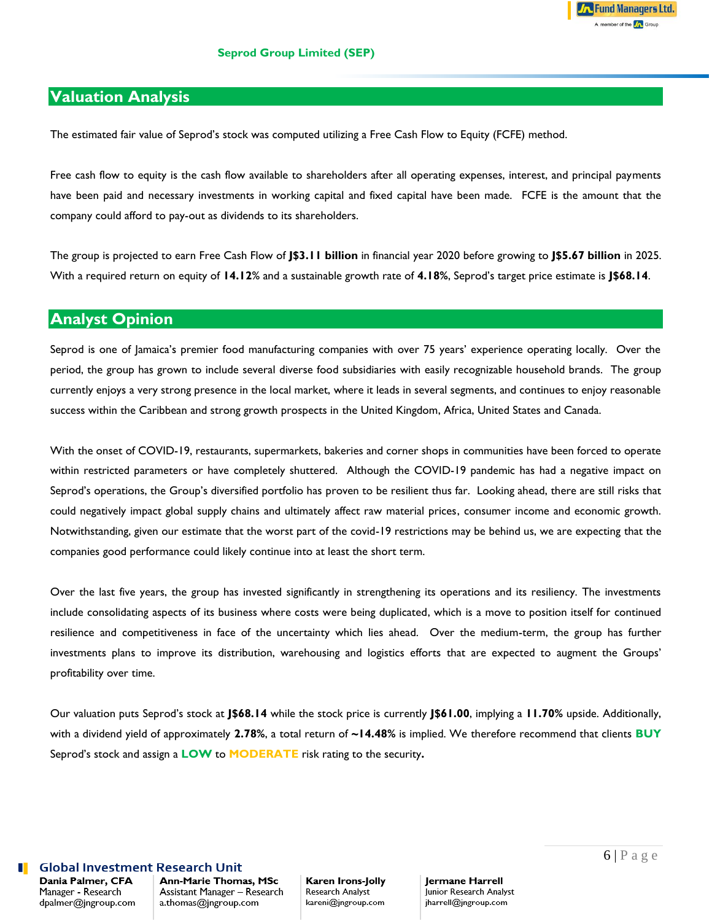## Valuation Analysis

The estimated fair value of Seprod's stock was computed utilizing a Free Cash Flow to Equity (FCFE) method.

Free cash flow to equity is the cash flow available to shareholders after all operating expenses, interest, and principal payments have been paid and necessary investments in working capital and fixed capital have been made. FCFE is the amount that the company could afford to pay-out as dividends to its shareholders.

The group is projected to earn Free Cash Flow of **J$3.11 billion** in financial year 2020 before growing to **J$5.67 billion** in 2025. With a required return on equity of **14.12**% and a sustainable growth rate of **4.18%**, Seprod's target price estimate is **J$68.14**.

## Analyst Opinion

Seprod is one of Jamaica's premier food manufacturing companies with over 75 years' experience operating locally. Over the period, the group has grown to include several diverse food subsidiaries with easily recognizable household brands. The group currently enjoys a very strong presence in the local market, where it leads in several segments, and continues to enjoy reasonable success within the Caribbean and strong growth prospects in the United Kingdom, Africa, United States and Canada.

With the onset of COVID-19, restaurants, supermarkets, bakeries and corner shops in communities have been forced to operate within restricted parameters or have completely shuttered. Although the COVID-19 pandemic has had a negative impact on Seprod's operations, the Group's diversified portfolio has proven to be resilient thus far. Looking ahead, there are still risks that could negatively impact global supply chains and ultimately affect raw material prices, consumer income and economic growth. Notwithstanding, given our estimate that the worst part of the covid-19 restrictions may be behind us, we are expecting that the companies good performance could likely continue into at least the short term.

Over the last five years, the group has invested significantly in strengthening its operations and its resiliency. The investments include consolidating aspects of its business where costs were being duplicated, which is a move to position itself for continued resilience and competitiveness in face of the uncertainty which lies ahead. Over the medium-term, the group has further investments plans to improve its distribution, warehousing and logistics efforts that are expected to augment the Groups' profitability over time.

Our valuation puts Seprod's stock at **J$68.14** while the stock price is currently **J$61.00**, implying a **11.70%** upside. Additionally, with a dividend yield of approximately **2.78%**, a total return of **~14.48%** is implied. We therefore recommend that clients **BUY** Seprod's stock and assign a **LOW** to **MODERATE** risk rating to the security.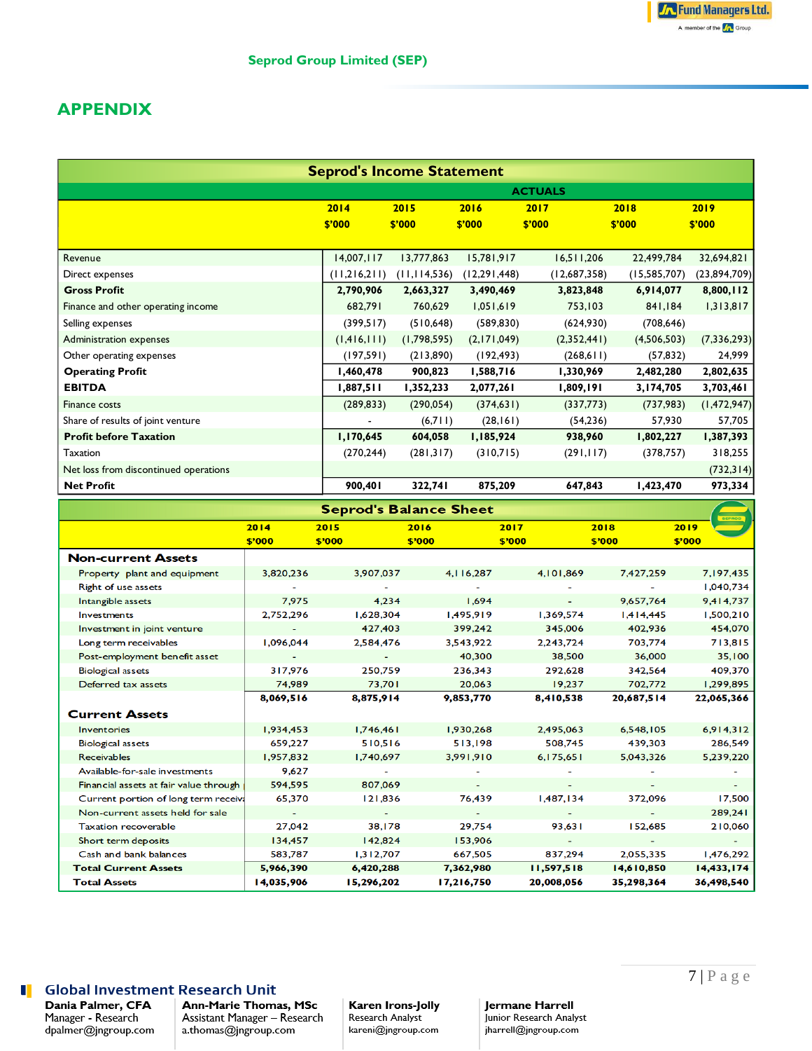Seprod Group Limited (SEP)

# APPENDIX

| Seprod's Income Statement | | | | | | |
|---|---|---|---|---|---|---|
| | ACTUALS | | | | | |
| | 2014 $'000 | 2015 $'000 | 2016 $'000 | 2017 $'000 | 2018 $'000 | 2019 $'000 |
| Revenue | 14,007,117 | 13,777,863 | 15,781,917 | 16,511,206 | 22,499,784 | 32,694,821 |
| Direct expenses | (11,216,211) | (11,114,536) | (12,291,448) | (12,687,358) | (15,585,707) | (23,894,709) |
| **Gross Profit** | **2,790,906** | **2,663,327** | **3,490,469** | **3,823,848** | **6,914,077** | **8,800,112** |
| Finance and other operating income | 682,791 | 760,629 | 1,051,619 | 753,103 | 841,184 | 1,313,817 |
| Selling expenses | (399,517) | (510,648) | (589,830) | (624,930) | (708,646) | |
| Administration expenses | (1,416,111) | (1,798,595) | (2,171,049) | (2,352,441) | (4,506,503) | (7,336,293) |
| Other operating expenses | (197,591) | (213,890) | (192,493) | (268,611) | (57,832) | 24,999 |
| **Operating Profit** | **1,460,478** | **900,823** | **1,588,716** | **1,330,969** | **2,482,280** | **2,802,635** |
| **EBITDA** | **1,887,511** | **1,352,233** | **2,077,261** | **1,809,191** | **3,174,705** | **3,703,461** |
| Finance costs | (289,833) | (290,054) | (374,631) | (337,773) | (737,983) | (1,472,947) |
| Share of results of joint venture | - | (6,711) | (28,161) | (54,236) | 57,930 | 57,705 |
| **Profit before Taxation** | **1,170,645** | **604,058** | **1,185,924** | **938,960** | **1,802,227** | **1,387,393** |
| Taxation | (270,244) | (281,317) | (310,715) | (291,117) | (378,757) | 318,255 |
| Net loss from discontinued operations | | | | | | (732,314) |
| **Net Profit** | **900,401** | **322,741** | **875,209** | **647,843** | **1,423,470** | **973,334** |

| Seprod's Balance Sheet | 2014 $'000 | 2015 $'000 | 2016 $'000 | 2017 $'000 | 2018 $'000 | 2019 $'000 |
|---|---|---|---|---|---|---|
| **Non-current Assets** | | | | | | |
| Property plant and equipment | 3,820,236 | 3,907,037 | 4,116,287 | 4,101,869 | 7,427,259 | 7,197,435 |
| Right of use assets | - | - | - | - | - | 1,040,734 |
| Intangible assets | 7,975 | 4,234 | 1,694 | - | 9,657,764 | 9,414,737 |
| Investments | 2,752,296 | 1,628,304 | 1,495,919 | 1,369,574 | 1,414,445 | 1,500,210 |
| Investment in joint venture | - | 427,403 | 399,242 | 345,006 | 402,936 | 454,070 |
| Long term receivables | 1,096,044 | 2,584,476 | 3,543,922 | 2,243,724 | 703,774 | 713,815 |
| Post-employment benefit asset | - | - | 40,300 | 38,500 | 36,000 | 35,100 |
| Biological assets | 317,976 | 250,759 | 236,343 | 292,628 | 342,564 | 409,370 |
| Deferred tax assets | 74,989 | 73,701 | 20,063 | 19,237 | 702,772 | 1,299,895 |
| | **8,069,516** | **8,875,914** | **9,853,770** | **8,410,538** | **20,687,514** | **22,065,366** |
| **Current Assets** | | | | | | |
| Inventories | 1,934,453 | 1,746,461 | 1,930,268 | 2,495,063 | 6,548,105 | 6,914,312 |
| Biological assets | 659,227 | 510,516 | 513,198 | 508,745 | 439,303 | 286,549 |
| Receivables | 1,957,832 | 1,740,697 | 3,991,910 | 6,175,651 | 5,043,326 | 5,239,220 |
| Available-for-sale investments | 9,627 | - | - | - | - | - |
| Financial assets at fair value through | 594,595 | 807,069 | - | - | - | - |
| Current portion of long term receiva | 65,370 | 121,836 | 76,439 | 1,487,134 | 372,096 | 17,500 |
| Non-current assets held for sale | - | - | - | - | - | 289,241 |
| Taxation recoverable | 27,042 | 38,178 | 29,754 | 93,631 | 152,685 | 210,060 |
| Short term deposits | 134,457 | 142,824 | 153,906 | - | - | - |
| Cash and bank balances | 583,787 | 1,312,707 | 667,505 | 837,294 | 2,055,335 | 1,476,292 |
| **Total Current Assets** | **5,966,390** | **6,420,288** | **7,362,980** | **11,597,518** | **14,610,850** | **14,433,174** |
| **Total Assets** | **14,035,906** | **15,296,202** | **17,216,750** | **20,008,056** | **35,298,364** | **36,498,540** |

**Global Investment Research Unit**

**Dania Palmer, CFA**
Manager - Research
dpalmer@jngroup.com

**Ann-Marie Thomas, MSc**
Assistant Manager – Research
a.thomas@jngroup.com

**Karen Irons-Jolly**
Research Analyst
kareni@jngroup.com

**Jermane Harrell**
Junior Research Analyst
jharrell@jngroup.com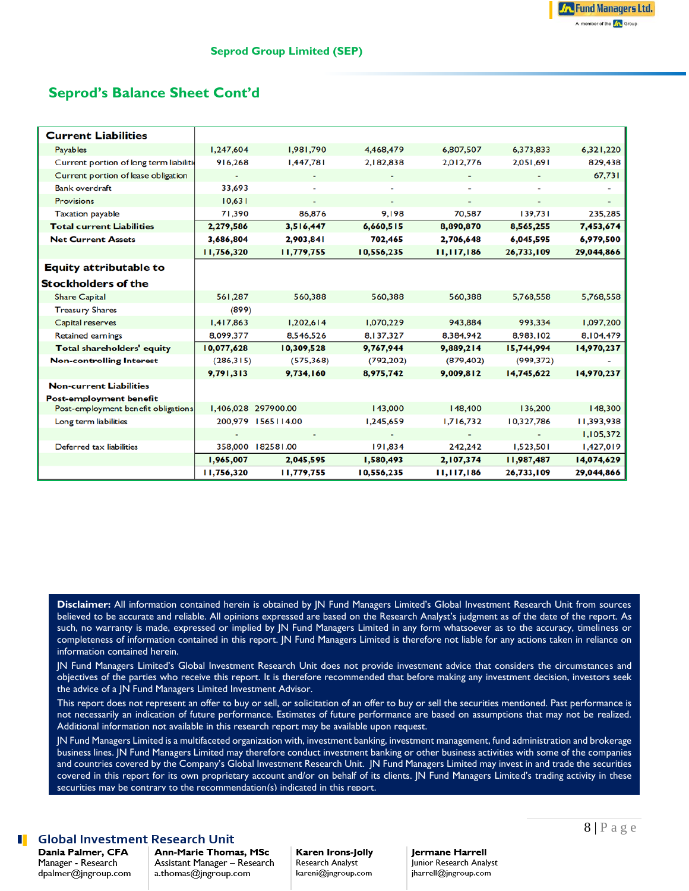## Seprod Group Limited (SEP)

## Seprod's Balance Sheet Cont'd

| | | | | | | |
|---|---|---|---|---|---|---|
| **Current Liabilities** | | | | | | |
| Payables | 1,247,604 | 1,981,790 | 4,468,479 | 6,807,507 | 6,373,833 | 6,321,220 |
| Current portion of long term liabiliti | 916,268 | 1,447,781 | 2,182,838 | 2,012,776 | 2,051,691 | 829,438 |
| Current portion of lease obligation | - | - | - | - | - | 67,731 |
| Bank overdraft | 33,693 | - | - | - | - | - |
| Provisions | 10,631 | - | - | - | - | - |
| Taxation payable | 71,390 | 86,876 | 9,198 | 70,587 | 139,731 | 235,285 |
| **Total current Liabilities** | **2,279,586** | **3,516,447** | **6,660,515** | **8,890,870** | **8,565,255** | **7,453,674** |
| **Net Current Assets** | **3,686,804** | **2,903,841** | **702,465** | **2,706,648** | **6,045,595** | **6,979,500** |
| | **11,756,320** | **11,779,755** | **10,556,235** | **11,117,186** | **26,733,109** | **29,044,866** |
| **Equity attributable to Stockholders of the** | | | | | | |
| Share Capital | 561,287 | 560,388 | 560,388 | 560,388 | 5,768,558 | 5,768,558 |
| Treasury Shares | (899) | | | | | |
| Capital reserves | 1,417,863 | 1,202,614 | 1,070,229 | 943,884 | 993,334 | 1,097,200 |
| Retained earnings | 8,099,377 | 8,546,526 | 8,137,327 | 8,384,942 | 8,983,102 | 8,104,479 |
| **Total shareholders' equity** | **10,077,628** | **10,309,528** | **9,767,944** | **9,889,214** | **15,744,994** | **14,970,237** |
| **Non-controlling Interest** | (286,315) | (575,368) | (792,202) | (879,402) | (999,372) | - |
| | **9,791,313** | **9,734,160** | **8,975,742** | **9,009,812** | **14,745,622** | **14,970,237** |
| **Non-current Liabilities** | | | | | | |
| **Post-employment benefit** | | | | | | |
| Post-employment benefit obligations | 1,406,028 | 297900.00 | 143,000 | 148,400 | 136,200 | 148,300 |
| Long term liabilities | 200,979 | 1565114.00 | 1,245,659 | 1,716,732 | 10,327,786 | 11,393,938 |
| | - | - | - | - | - | 1,105,372 |
| Deferred tax liabilities | 358,000 | 182581.00 | 191,834 | 242,242 | 1,523,501 | 1,427,019 |
| | **1,965,007** | **2,045,595** | **1,580,493** | **2,107,374** | **11,987,487** | **14,074,629** |
| | **11,756,320** | **11,779,755** | **10,556,235** | **11,117,186** | **26,733,109** | **29,044,866** |

**Disclaimer:** All information contained herein is obtained by JN Fund Managers Limited's Global Investment Research Unit from sources believed to be accurate and reliable. All opinions expressed are based on the Research Analyst's judgment as of the date of the report. As such, no warranty is made, expressed or implied by JN Fund Managers Limited in any form whatsoever as to the accuracy, timeliness or completeness of information contained in this report. JN Fund Managers Limited is therefore not liable for any actions taken in reliance on information contained herein.

JN Fund Managers Limited's Global Investment Research Unit does not provide investment advice that considers the circumstances and objectives of the parties who receive this report. It is therefore recommended that before making any investment decision, investors seek the advice of a JN Fund Managers Limited Investment Advisor.

This report does not represent an offer to buy or sell, or solicitation of an offer to buy or sell the securities mentioned. Past performance is not necessarily an indication of future performance. Estimates of future performance are based on assumptions that may not be realized. Additional information not available in this research report may be available upon request.

JN Fund Managers Limited is a multifaceted organization with, investment banking, investment management, fund administration and brokerage business lines. JN Fund Managers Limited may therefore conduct investment banking or other business activities with some of the companies and countries covered by the Company's Global Investment Research Unit. JN Fund Managers Limited may invest in and trade the securities covered in this report for its own proprietary account and/or on behalf of its clients. JN Fund Managers Limited's trading activity in these securities may be contrary to the recommendation(s) indicated in this report.

### Global Investment Research Unit

**Dania Palmer, CFA**
Manager - Research
dpalmer@jngroup.com

**Ann-Marie Thomas, MSc**
Assistant Manager – Research
a.thomas@jngroup.com

**Karen Irons-Jolly**
Research Analyst
kareni@jngroup.com

**Jermane Harrell**
Junior Research Analyst
jharrell@jngroup.com